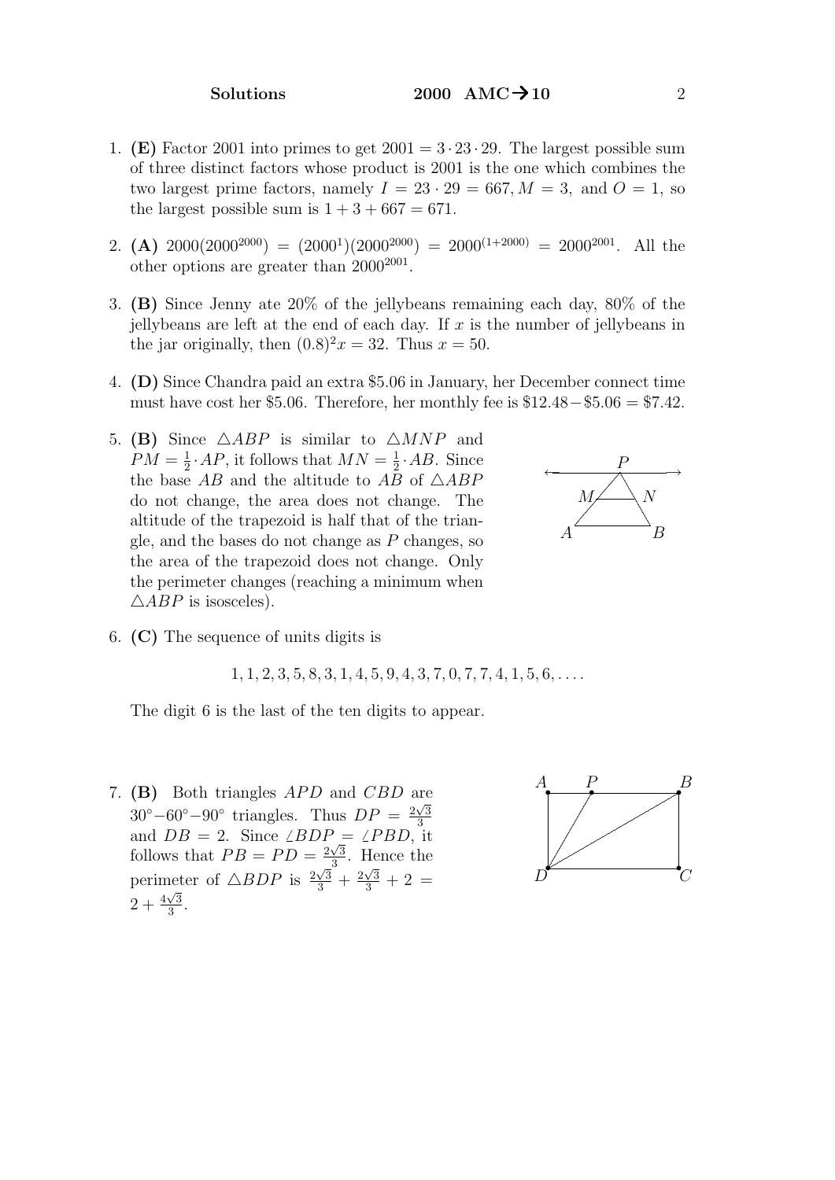1. **(E)** Factor 2001 into primes to get $2001 = 3 \cdot 23 \cdot 29$. The largest possible sum of three distinct factors whose product is 2001 is the one which combines the two largest prime factors, namely $I = 23 \cdot 29 = 667, M = 3,$ and $O = 1$, so the largest possible sum is $1 + 3 + 667 = 671$.

2. **(A)** $2000(2000^{2000}) = (2000^1)(2000^{2000}) = 2000^{(1+2000)} = 2000^{2001}$. All the other options are greater than $2000^{2001}$.

3. **(B)** Since Jenny ate 20% of the jellybeans remaining each day, 80% of the jellybeans are left at the end of each day. If $x$ is the number of jellybeans in the jar originally, then $(0.8)^2 x = 32$. Thus $x = 50$.

4. **(D)** Since Chandra paid an extra \$5.06 in January, her December connect time must have cost her \$5.06. Therefore, her monthly fee is \$12.48−\$5.06 = \$7.42.

5. **(B)** Since $\triangle ABP$ is similar to $\triangle MNP$ and $PM = \frac{1}{2} \cdot AP$, it follows that $MN = \frac{1}{2} \cdot AB$. Since the base $AB$ and the altitude to $AB$ of $\triangle ABP$ do not change, the area does not change. The altitude of the trapezoid is half that of the triangle, and the bases do not change as $P$ changes, so the area of the trapezoid does not change. Only the perimeter changes (reaching a minimum when $\triangle ABP$ is isosceles).

6. **(C)** The sequence of units digits is

$$1, 1, 2, 3, 5, 8, 3, 1, 4, 5, 9, 4, 3, 7, 0, 7, 7, 4, 1, 5, 6, \ldots.$$

The digit 6 is the last of the ten digits to appear.

7. **(B)** Both triangles $APD$ and $CBD$ are $30^\circ - 60^\circ - 90^\circ$ triangles. Thus $DP = \frac{2\sqrt{3}}{3}$ and $DB = 2$. Since $\angle BDP = \angle PBD$, it follows that $PB = PD = \frac{2\sqrt{3}}{3}$. Hence the perimeter of $\triangle BDP$ is $\frac{2\sqrt{3}}{3} + \frac{2\sqrt{3}}{3} + 2 = 2 + \frac{4\sqrt{3}}{3}$.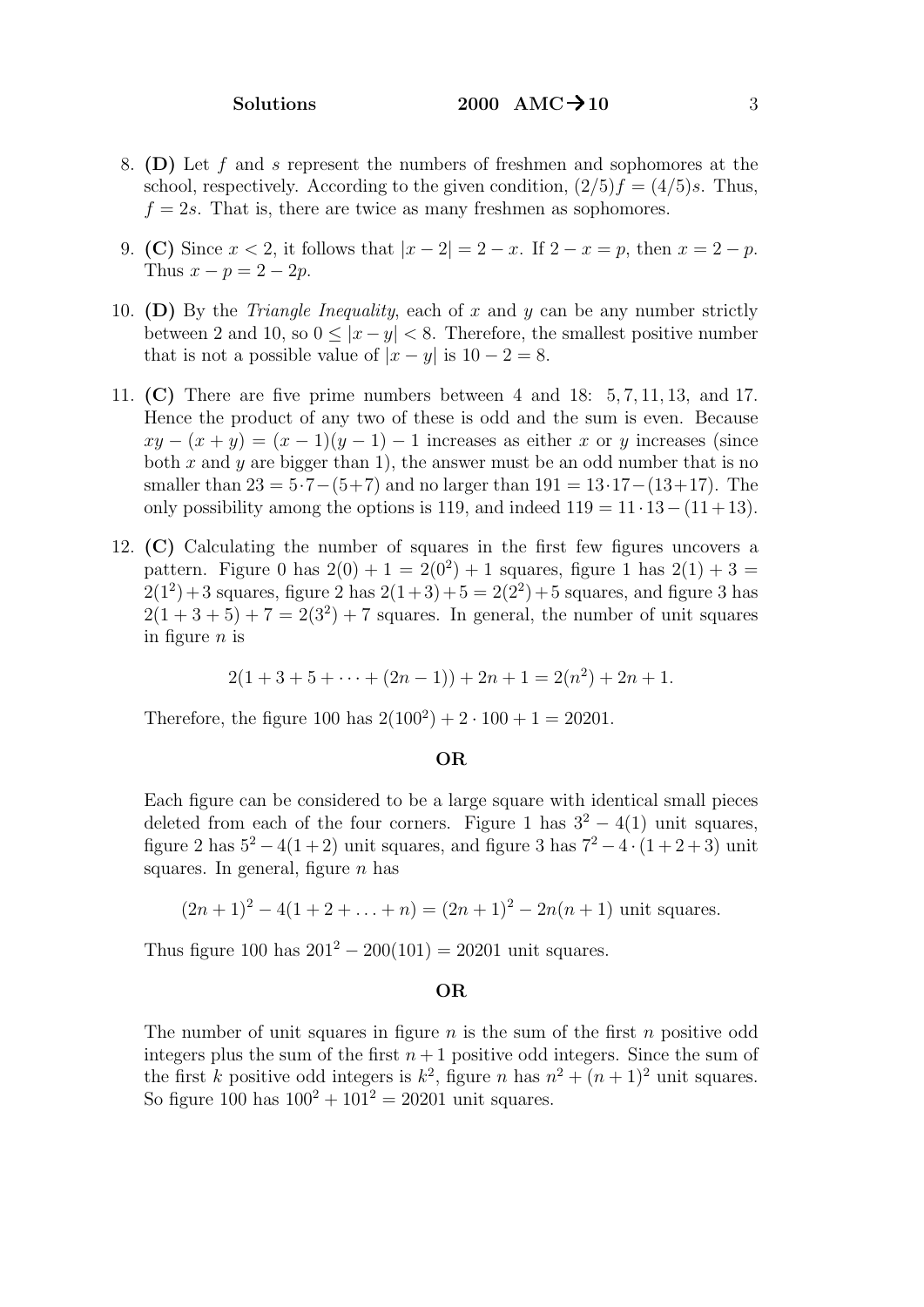8. **(D)** Let $f$ and $s$ represent the numbers of freshmen and sophomores at the school, respectively. According to the given condition, $(2/5)f = (4/5)s$. Thus, $f = 2s$. That is, there are twice as many freshmen as sophomores.

9. **(C)** Since $x < 2$, it follows that $|x - 2| = 2 - x$. If $2 - x = p$, then $x = 2 - p$. Thus $x - p = 2 - 2p$.

10. **(D)** By the *Triangle Inequality*, each of $x$ and $y$ can be any number strictly between 2 and 10, so $0 \le |x - y| < 8$. Therefore, the smallest positive number that is not a possible value of $|x - y|$ is $10 - 2 = 8$.

11. **(C)** There are five prime numbers between 4 and 18: $5, 7, 11, 13$, and $17$. Hence the product of any two of these is odd and the sum is even. Because $xy - (x + y) = (x - 1)(y - 1) - 1$ increases as either $x$ or $y$ increases (since both $x$ and $y$ are bigger than 1), the answer must be an odd number that is no smaller than $23 = 5 \cdot 7 - (5 + 7)$ and no larger than $191 = 13 \cdot 17 - (13 + 17)$. The only possibility among the options is 119, and indeed $119 = 11 \cdot 13 - (11 + 13)$.

12. **(C)** Calculating the number of squares in the first few figures uncovers a pattern. Figure 0 has $2(0) + 1 = 2(0^2) + 1$ squares, figure 1 has $2(1) + 3 = 2(1^2) + 3$ squares, figure 2 has $2(1 + 3) + 5 = 2(2^2) + 5$ squares, and figure 3 has $2(1 + 3 + 5) + 7 = 2(3^2) + 7$ squares. In general, the number of unit squares in figure $n$ is

$$2(1 + 3 + 5 + \cdots + (2n - 1)) + 2n + 1 = 2(n^2) + 2n + 1.$$

Therefore, the figure 100 has $2(100^2) + 2 \cdot 100 + 1 = 20201$.

**OR**

Each figure can be considered to be a large square with identical small pieces deleted from each of the four corners. Figure 1 has $3^2 - 4(1)$ unit squares, figure 2 has $5^2 - 4(1 + 2)$ unit squares, and figure 3 has $7^2 - 4 \cdot (1 + 2 + 3)$ unit squares. In general, figure $n$ has

$$(2n + 1)^2 - 4(1 + 2 + \ldots + n) = (2n + 1)^2 - 2n(n + 1) \text{ unit squares.}$$

Thus figure 100 has $201^2 - 200(101) = 20201$ unit squares.

**OR**

The number of unit squares in figure $n$ is the sum of the first $n$ positive odd integers plus the sum of the first $n + 1$ positive odd integers. Since the sum of the first $k$ positive odd integers is $k^2$, figure $n$ has $n^2 + (n + 1)^2$ unit squares. So figure 100 has $100^2 + 101^2 = 20201$ unit squares.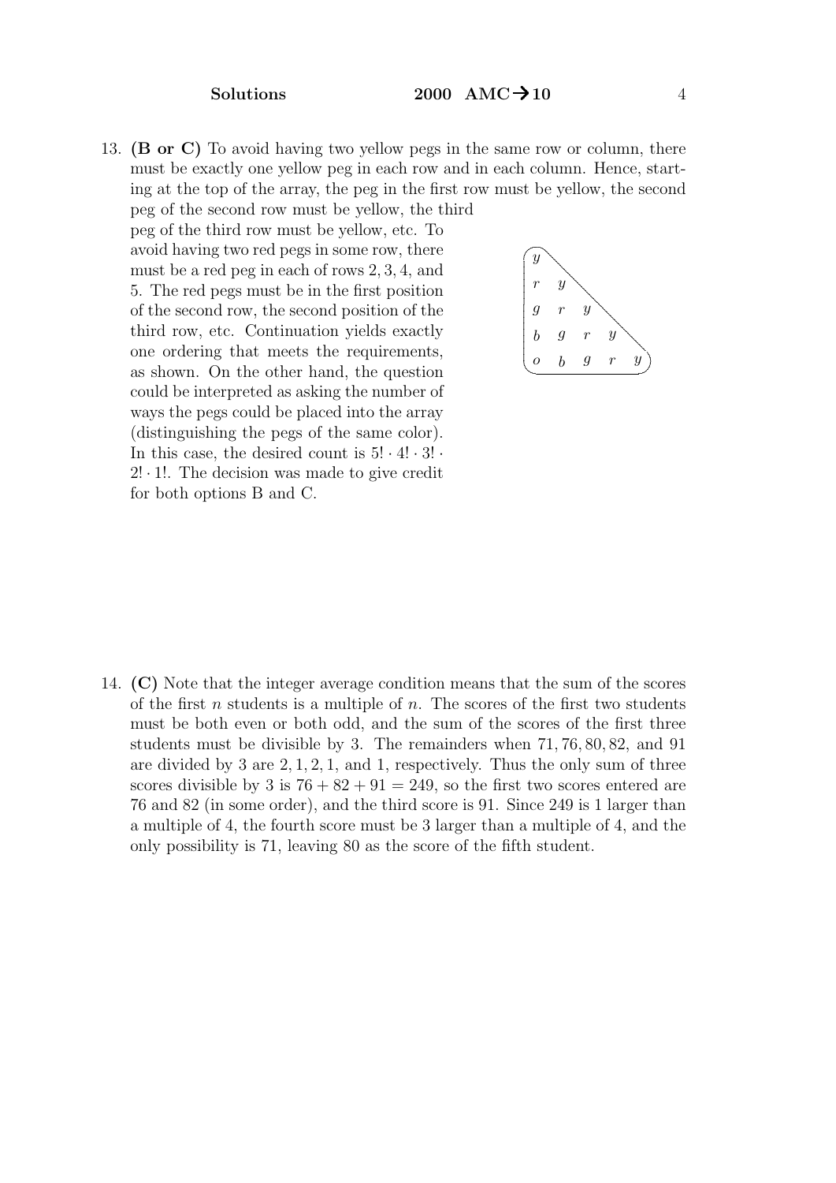13. **(B or C)** To avoid having two yellow pegs in the same row or column, there must be exactly one yellow peg in each row and in each column. Hence, starting at the top of the array, the peg in the first row must be yellow, the second peg of the second row must be yellow, the third peg of the third row must be yellow, etc. To avoid having two red pegs in some row, there must be a red peg in each of rows 2, 3, 4, and 5. The red pegs must be in the first position of the second row, the second position of the third row, etc. Continuation yields exactly one ordering that meets the requirements, as shown. On the other hand, the question could be interpreted as asking the number of ways the pegs could be placed into the array (distinguishing the pegs of the same color). In this case, the desired count is $5! \cdot 4! \cdot 3! \cdot 2! \cdot 1!$. The decision was made to give credit for both options B and C.

$$\begin{array}{ccccc} y & & & & \\ r & y & & & \\ g & r & y & & \\ b & g & r & y & \\ o & b & g & r & y \end{array}$$

14. **(C)** Note that the integer average condition means that the sum of the scores of the first $n$ students is a multiple of $n$. The scores of the first two students must be both even or both odd, and the sum of the scores of the first three students must be divisible by 3. The remainders when $71, 76, 80, 82$, and $91$ are divided by 3 are $2, 1, 2, 1$, and $1$, respectively. Thus the only sum of three scores divisible by 3 is $76 + 82 + 91 = 249$, so the first two scores entered are 76 and 82 (in some order), and the third score is 91. Since 249 is 1 larger than a multiple of 4, the fourth score must be 3 larger than a multiple of 4, and the only possibility is 71, leaving 80 as the score of the fifth student.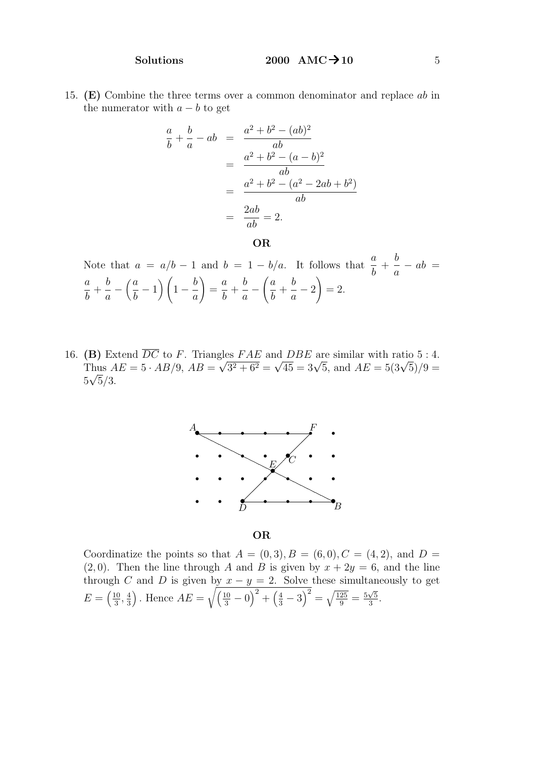15. **(E)** Combine the three terms over a common denominator and replace $ab$ in the numerator with $a - b$ to get

$$\begin{aligned}
\frac{a}{b} + \frac{b}{a} - ab &= \frac{a^2 + b^2 - (ab)^2}{ab} \\
&= \frac{a^2 + b^2 - (a-b)^2}{ab} \\
&= \frac{a^2 + b^2 - (a^2 - 2ab + b^2)}{ab} \\
&= \frac{2ab}{ab} = 2.
\end{aligned}$$

**OR**

Note that $a = a/b - 1$ and $b = 1 - b/a$. It follows that $\frac{a}{b} + \frac{b}{a} - ab = \frac{a}{b} + \frac{b}{a} - \left(\frac{a}{b} - 1\right)\left(1 - \frac{b}{a}\right) = \frac{a}{b} + \frac{b}{a} - \left(\frac{a}{b} + \frac{b}{a} - 2\right) = 2.$

16. **(B)** Extend $\overline{DC}$ to $F$. Triangles $FAE$ and $DBE$ are similar with ratio $5 : 4$. Thus $AE = 5 \cdot AB/9$, $AB = \sqrt{3^2 + 6^2} = \sqrt{45} = 3\sqrt{5}$, and $AE = 5(3\sqrt{5})/9 = 5\sqrt{5}/3$.

**OR**

Coordinatize the points so that $A = (0, 3), B = (6, 0), C = (4, 2)$, and $D = (2, 0)$. Then the line through $A$ and $B$ is given by $x + 2y = 6$, and the line through $C$ and $D$ is given by $x - y = 2$. Solve these simultaneously to get $E = \left(\frac{10}{3}, \frac{4}{3}\right)$. Hence $AE = \sqrt{\left(\frac{10}{3} - 0\right)^2 + \left(\frac{4}{3} - 3\right)^2} = \sqrt{\frac{125}{9}} = \frac{5\sqrt{5}}{3}$.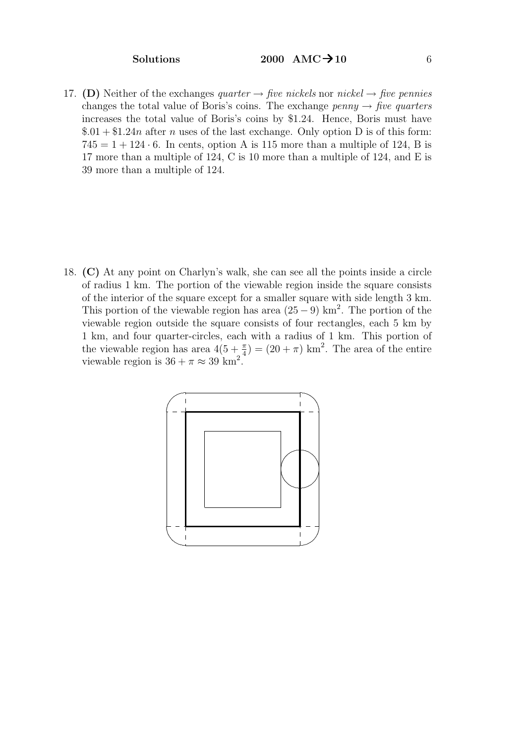17. **(D)** Neither of the exchanges *quarter* $\rightarrow$ *five nickels* nor *nickel* $\rightarrow$ *five pennies* changes the total value of Boris's coins. The exchange *penny* $\rightarrow$ *five quarters* increases the total value of Boris's coins by \$1.24. Hence, Boris must have $\$.01 + \$1.24n$ after $n$ uses of the last exchange. Only option D is of this form: $745 = 1 + 124 \cdot 6$. In cents, option A is 115 more than a multiple of 124, B is 17 more than a multiple of 124, C is 10 more than a multiple of 124, and E is 39 more than a multiple of 124.

18. **(C)** At any point on Charlyn's walk, she can see all the points inside a circle of radius 1 km. The portion of the viewable region inside the square consists of the interior of the square except for a smaller square with side length 3 km. This portion of the viewable region has area $(25 - 9)$ km$^2$. The portion of the viewable region outside the square consists of four rectangles, each 5 km by 1 km, and four quarter-circles, each with a radius of 1 km. This portion of the viewable region has area $4(5 + \frac{\pi}{4}) = (20 + \pi)$ km$^2$. The area of the entire viewable region is $36 + \pi \approx 39$ km$^2$.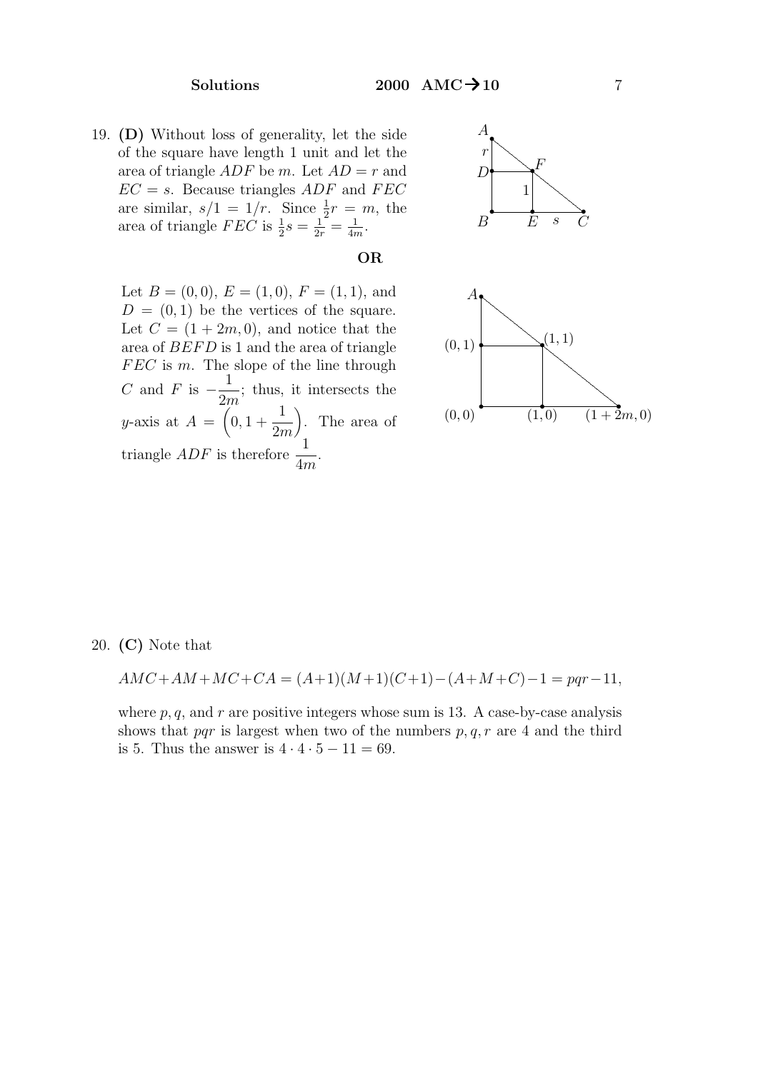19. **(D)** Without loss of generality, let the side of the square have length 1 unit and let the area of triangle $ADF$ be $m$. Let $AD = r$ and $EC = s$. Because triangles $ADF$ and $FEC$ are similar, $s/1 = 1/r$. Since $\frac{1}{2}r = m$, the area of triangle $FEC$ is $\frac{1}{2}s = \frac{1}{2r} = \frac{1}{4m}$.

**OR**

Let $B = (0,0)$, $E = (1,0)$, $F = (1,1)$, and $D = (0,1)$ be the vertices of the square. Let $C = (1+2m, 0)$, and notice that the area of $BEFD$ is 1 and the area of triangle $FEC$ is $m$. The slope of the line through $C$ and $F$ is $-\dfrac{1}{2m}$; thus, it intersects the $y$-axis at $A = \left(0, 1 + \dfrac{1}{2m}\right)$. The area of triangle $ADF$ is therefore $\dfrac{1}{4m}$.

20. **(C)** Note that

$$AMC + AM + MC + CA = (A+1)(M+1)(C+1) - (A+M+C) - 1 = pqr - 11,$$

where $p, q$, and $r$ are positive integers whose sum is 13. A case-by-case analysis shows that $pqr$ is largest when two of the numbers $p, q, r$ are 4 and the third is 5. Thus the answer is $4 \cdot 4 \cdot 5 - 11 = 69$.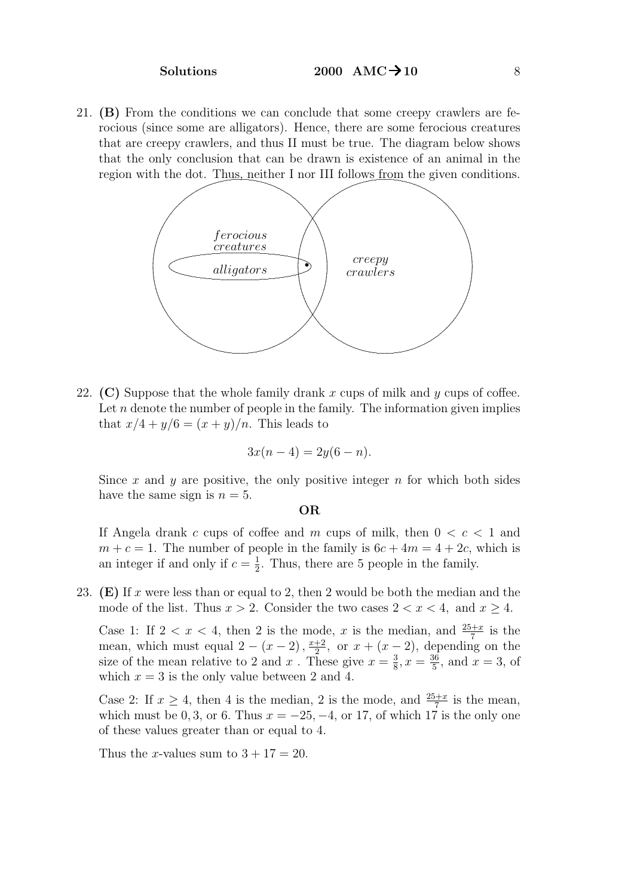21. **(B)** From the conditions we can conclude that some creepy crawlers are ferocious (since some are alligators). Hence, there are some ferocious creatures that are creepy crawlers, and thus II must be true. The diagram below shows that the only conclusion that can be drawn is existence of an animal in the region with the dot. Thus, neither I nor III follows from the given conditions.

22. **(C)** Suppose that the whole family drank $x$ cups of milk and $y$ cups of coffee. Let $n$ denote the number of people in the family. The information given implies that $x/4 + y/6 = (x + y)/n$. This leads to

$$3x(n - 4) = 2y(6 - n).$$

Since $x$ and $y$ are positive, the only positive integer $n$ for which both sides have the same sign is $n = 5$.

**OR**

If Angela drank $c$ cups of coffee and $m$ cups of milk, then $0 < c < 1$ and $m + c = 1$. The number of people in the family is $6c + 4m = 4 + 2c$, which is an integer if and only if $c = \frac{1}{2}$. Thus, there are 5 people in the family.

23. **(E)** If $x$ were less than or equal to 2, then 2 would be both the median and the mode of the list. Thus $x > 2$. Consider the two cases $2 < x < 4$, and $x \geq 4$.

Case 1: If $2 < x < 4$, then 2 is the mode, $x$ is the median, and $\frac{25+x}{7}$ is the mean, which must equal $2 - (x - 2)$, $\frac{x+2}{2}$, or $x + (x - 2)$, depending on the size of the mean relative to 2 and $x$ . These give $x = \frac{3}{8}, x = \frac{36}{5}$, and $x = 3$, of which $x = 3$ is the only value between 2 and 4.

Case 2: If $x \geq 4$, then 4 is the median, 2 is the mode, and $\frac{25+x}{7}$ is the mean, which must be $0, 3$, or 6. Thus $x = -25, -4$, or 17, of which 17 is the only one of these values greater than or equal to 4.

Thus the $x$-values sum to $3 + 17 = 20$.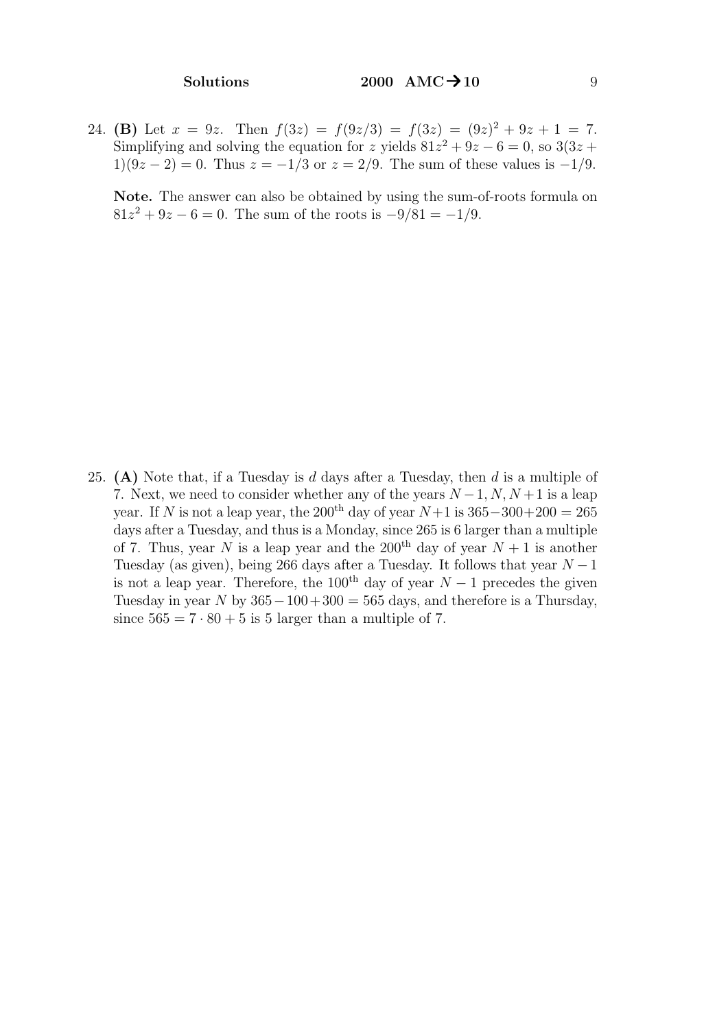24. **(B)** Let $x = 9z$. Then $f(3z) = f(9z/3) = f(3z) = (9z)^2 + 9z + 1 = 7$. Simplifying and solving the equation for $z$ yields $81z^2 + 9z - 6 = 0$, so $3(3z + 1)(9z - 2) = 0$. Thus $z = -1/3$ or $z = 2/9$. The sum of these values is $-1/9$.

    **Note.** The answer can also be obtained by using the sum-of-roots formula on $81z^2 + 9z - 6 = 0$. The sum of the roots is $-9/81 = -1/9$.

25. **(A)** Note that, if a Tuesday is $d$ days after a Tuesday, then $d$ is a multiple of 7. Next, we need to consider whether any of the years $N-1, N, N+1$ is a leap year. If $N$ is not a leap year, the $200^{\text{th}}$ day of year $N+1$ is $365-300+200 = 265$ days after a Tuesday, and thus is a Monday, since 265 is 6 larger than a multiple of 7. Thus, year $N$ is a leap year and the $200^{\text{th}}$ day of year $N+1$ is another Tuesday (as given), being 266 days after a Tuesday. It follows that year $N-1$ is not a leap year. Therefore, the $100^{\text{th}}$ day of year $N-1$ precedes the given Tuesday in year $N$ by $365-100+300 = 565$ days, and therefore is a Thursday, since $565 = 7 \cdot 80 + 5$ is 5 larger than a multiple of 7.